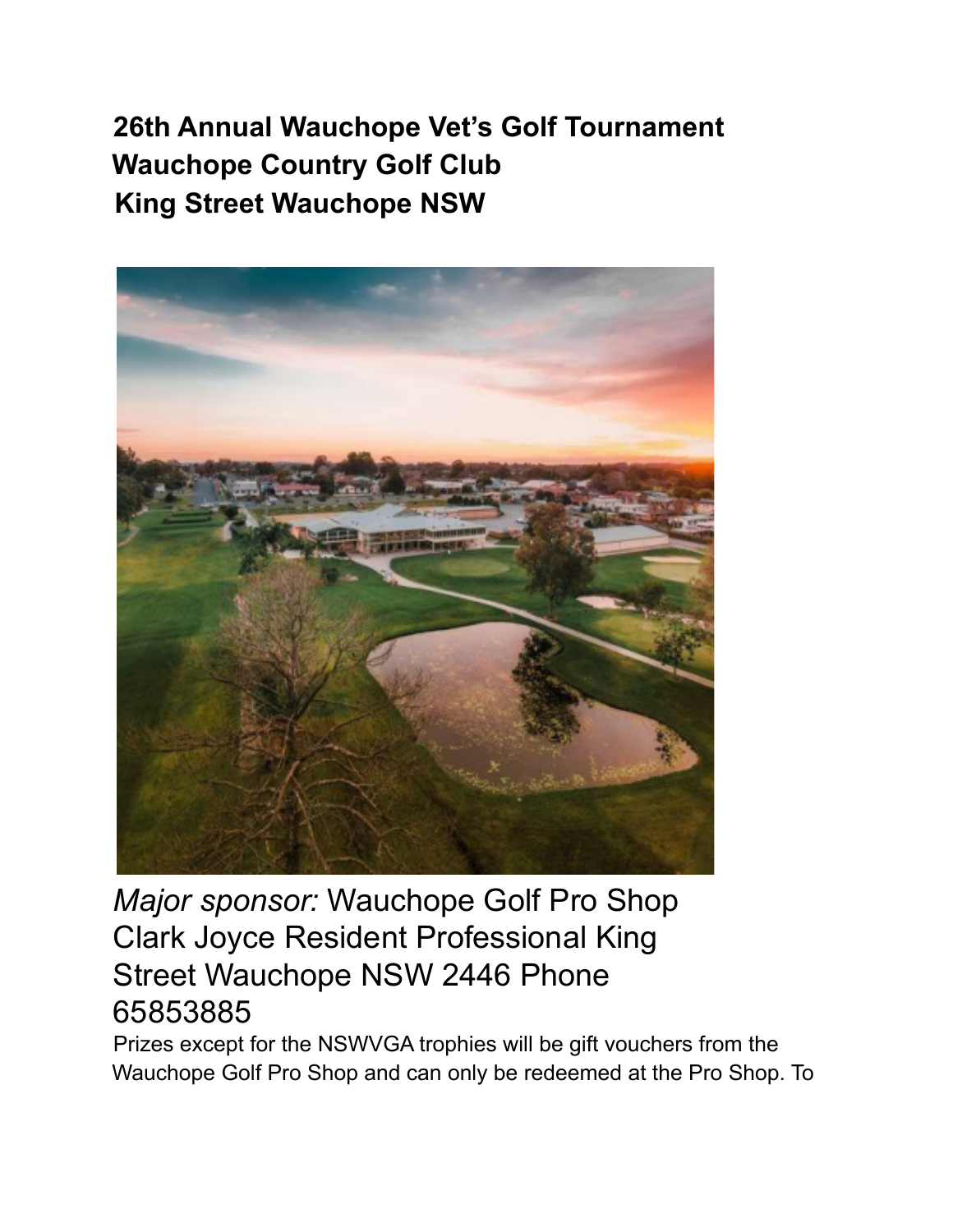**26th Annual Wauchope Vet's Golf Tournament**
**Wauchope Country Golf Club**
**King Street Wauchope NSW**

*Major sponsor:* Wauchope Golf Pro Shop Clark Joyce Resident Professional King Street Wauchope NSW 2446 Phone 65853885

Prizes except for the NSWVGA trophies will be gift vouchers from the Wauchope Golf Pro Shop and can only be redeemed at the Pro Shop. To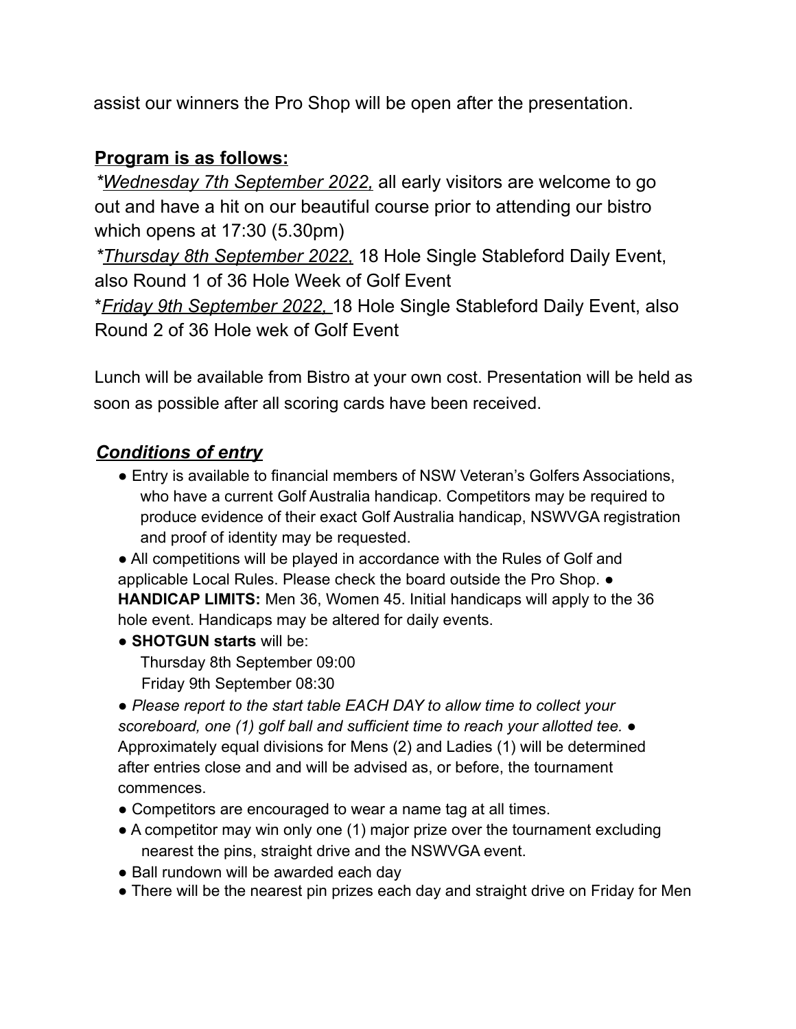assist our winners the Pro Shop will be open after the presentation.

**Program is as follows:**

*\*Wednesday 7th September 2022,* all early visitors are welcome to go out and have a hit on our beautiful course prior to attending our bistro which opens at 17:30 (5.30pm)

*\*Thursday 8th September 2022,* 18 Hole Single Stableford Daily Event, also Round 1 of 36 Hole Week of Golf Event

\**Friday 9th September 2022,* 18 Hole Single Stableford Daily Event, also Round 2 of 36 Hole wek of Golf Event

Lunch will be available from Bistro at your own cost. Presentation will be held as soon as possible after all scoring cards have been received.

***Conditions of entry***

- Entry is available to financial members of NSW Veteran's Golfers Associations, who have a current Golf Australia handicap. Competitors may be required to produce evidence of their exact Golf Australia handicap, NSWVGA registration and proof of identity may be requested.
- All competitions will be played in accordance with the Rules of Golf and applicable Local Rules. Please check the board outside the Pro Shop.
- **HANDICAP LIMITS:** Men 36, Women 45. Initial handicaps will apply to the 36 hole event. Handicaps may be altered for daily events.
- **SHOTGUN starts** will be:
  Thursday 8th September 09:00
  Friday 9th September 08:30
- *Please report to the start table EACH DAY to allow time to collect your scoreboard, one (1) golf ball and sufficient time to reach your allotted tee.*
- Approximately equal divisions for Mens (2) and Ladies (1) will be determined after entries close and and will be advised as, or before, the tournament commences.
- Competitors are encouraged to wear a name tag at all times.
- A competitor may win only one (1) major prize over the tournament excluding nearest the pins, straight drive and the NSWVGA event.
- Ball rundown will be awarded each day
- There will be the nearest pin prizes each day and straight drive on Friday for Men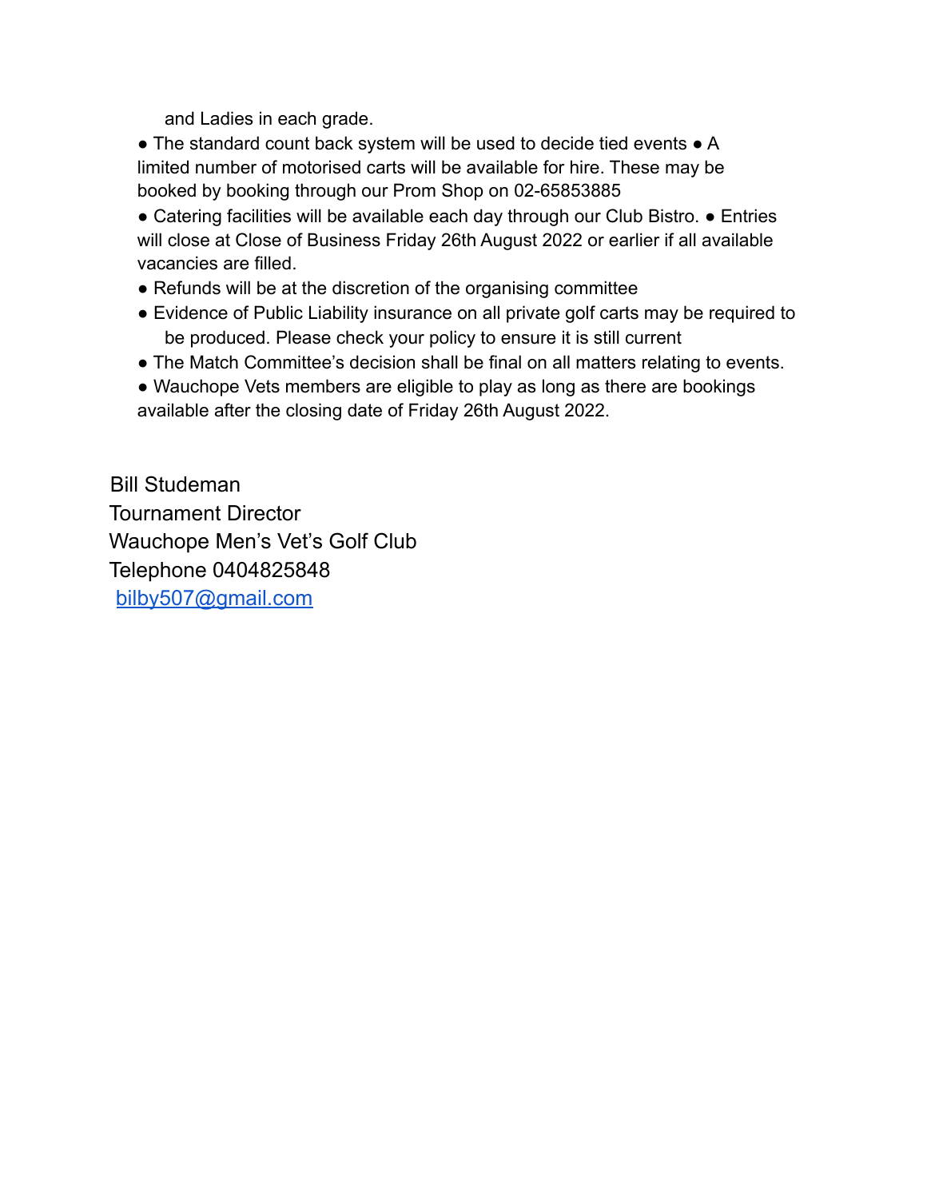and Ladies in each grade.

- The standard count back system will be used to decide tied events
- A limited number of motorised carts will be available for hire. These may be booked by booking through our Prom Shop on 02-65853885
- Catering facilities will be available each day through our Club Bistro.
- Entries will close at Close of Business Friday 26th August 2022 or earlier if all available vacancies are filled.
- Refunds will be at the discretion of the organising committee
- Evidence of Public Liability insurance on all private golf carts may be required to be produced. Please check your policy to ensure it is still current
- The Match Committee's decision shall be final on all matters relating to events.
- Wauchope Vets members are eligible to play as long as there are bookings available after the closing date of Friday 26th August 2022.

Bill Studeman
Tournament Director
Wauchope Men's Vet's Golf Club
Telephone 0404825848
bilby507@gmail.com